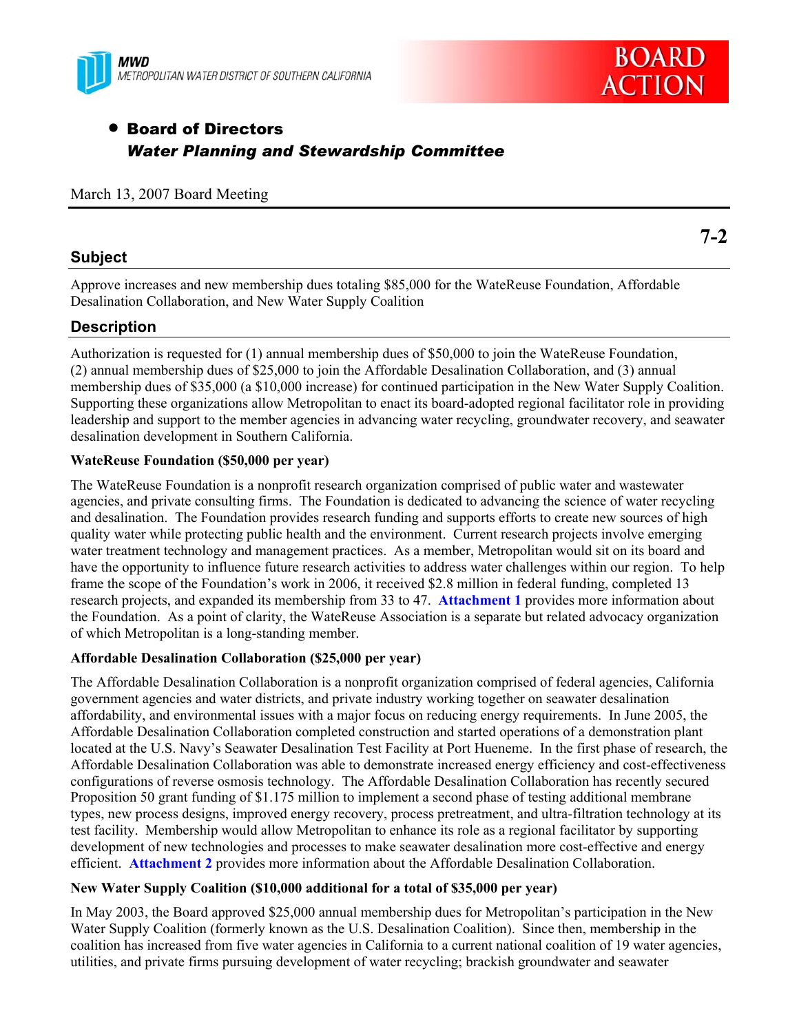MWD
METROPOLITAN WATER DISTRICT OF SOUTHERN CALIFORNIA

BOARD ACTION

- **Board of Directors**
  ***Water Planning and Stewardship Committee***

March 13, 2007 Board Meeting

**7-2**

## Subject

Approve increases and new membership dues totaling $85,000 for the WateReuse Foundation, Affordable Desalination Collaboration, and New Water Supply Coalition

## Description

Authorization is requested for (1) annual membership dues of $50,000 to join the WateReuse Foundation, (2) annual membership dues of $25,000 to join the Affordable Desalination Collaboration, and (3) annual membership dues of $35,000 (a $10,000 increase) for continued participation in the New Water Supply Coalition. Supporting these organizations allow Metropolitan to enact its board-adopted regional facilitator role in providing leadership and support to the member agencies in advancing water recycling, groundwater recovery, and seawater desalination development in Southern California.

**WateReuse Foundation ($50,000 per year)**

The WateReuse Foundation is a nonprofit research organization comprised of public water and wastewater agencies, and private consulting firms. The Foundation is dedicated to advancing the science of water recycling and desalination. The Foundation provides research funding and supports efforts to create new sources of high quality water while protecting public health and the environment. Current research projects involve emerging water treatment technology and management practices. As a member, Metropolitan would sit on its board and have the opportunity to influence future research activities to address water challenges within our region. To help frame the scope of the Foundation's work in 2006, it received $2.8 million in federal funding, completed 13 research projects, and expanded its membership from 33 to 47. **Attachment 1** provides more information about the Foundation. As a point of clarity, the WateReuse Association is a separate but related advocacy organization of which Metropolitan is a long-standing member.

**Affordable Desalination Collaboration ($25,000 per year)**

The Affordable Desalination Collaboration is a nonprofit organization comprised of federal agencies, California government agencies and water districts, and private industry working together on seawater desalination affordability, and environmental issues with a major focus on reducing energy requirements. In June 2005, the Affordable Desalination Collaboration completed construction and started operations of a demonstration plant located at the U.S. Navy's Seawater Desalination Test Facility at Port Hueneme. In the first phase of research, the Affordable Desalination Collaboration was able to demonstrate increased energy efficiency and cost-effectiveness configurations of reverse osmosis technology. The Affordable Desalination Collaboration has recently secured Proposition 50 grant funding of $1.175 million to implement a second phase of testing additional membrane types, new process designs, improved energy recovery, process pretreatment, and ultra-filtration technology at its test facility. Membership would allow Metropolitan to enhance its role as a regional facilitator by supporting development of new technologies and processes to make seawater desalination more cost-effective and energy efficient. **Attachment 2** provides more information about the Affordable Desalination Collaboration.

**New Water Supply Coalition ($10,000 additional for a total of $35,000 per year)**

In May 2003, the Board approved $25,000 annual membership dues for Metropolitan's participation in the New Water Supply Coalition (formerly known as the U.S. Desalination Coalition). Since then, membership in the coalition has increased from five water agencies in California to a current national coalition of 19 water agencies, utilities, and private firms pursuing development of water recycling; brackish groundwater and seawater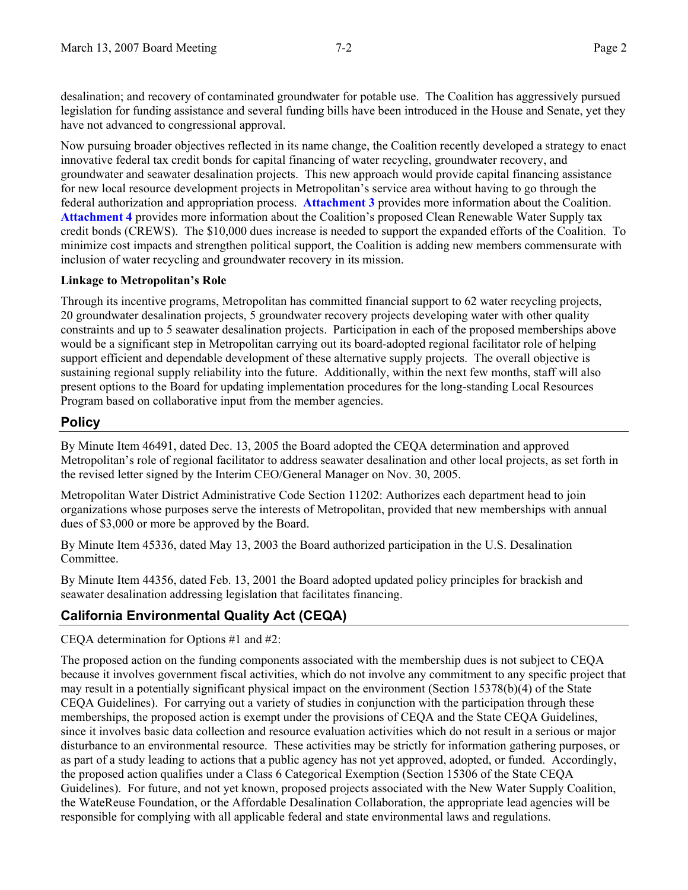desalination; and recovery of contaminated groundwater for potable use. The Coalition has aggressively pursued legislation for funding assistance and several funding bills have been introduced in the House and Senate, yet they have not advanced to congressional approval.

Now pursuing broader objectives reflected in its name change, the Coalition recently developed a strategy to enact innovative federal tax credit bonds for capital financing of water recycling, groundwater recovery, and groundwater and seawater desalination projects. This new approach would provide capital financing assistance for new local resource development projects in Metropolitan's service area without having to go through the federal authorization and appropriation process. **Attachment 3** provides more information about the Coalition. **Attachment 4** provides more information about the Coalition's proposed Clean Renewable Water Supply tax credit bonds (CREWS). The $10,000 dues increase is needed to support the expanded efforts of the Coalition. To minimize cost impacts and strengthen political support, the Coalition is adding new members commensurate with inclusion of water recycling and groundwater recovery in its mission.

**Linkage to Metropolitan's Role**

Through its incentive programs, Metropolitan has committed financial support to 62 water recycling projects, 20 groundwater desalination projects, 5 groundwater recovery projects developing water with other quality constraints and up to 5 seawater desalination projects. Participation in each of the proposed memberships above would be a significant step in Metropolitan carrying out its board-adopted regional facilitator role of helping support efficient and dependable development of these alternative supply projects. The overall objective is sustaining regional supply reliability into the future. Additionally, within the next few months, staff will also present options to the Board for updating implementation procedures for the long-standing Local Resources Program based on collaborative input from the member agencies.

## Policy

By Minute Item 46491, dated Dec. 13, 2005 the Board adopted the CEQA determination and approved Metropolitan's role of regional facilitator to address seawater desalination and other local projects, as set forth in the revised letter signed by the Interim CEO/General Manager on Nov. 30, 2005.

Metropolitan Water District Administrative Code Section 11202: Authorizes each department head to join organizations whose purposes serve the interests of Metropolitan, provided that new memberships with annual dues of $3,000 or more be approved by the Board.

By Minute Item 45336, dated May 13, 2003 the Board authorized participation in the U.S. Desalination Committee.

By Minute Item 44356, dated Feb. 13, 2001 the Board adopted updated policy principles for brackish and seawater desalination addressing legislation that facilitates financing.

## California Environmental Quality Act (CEQA)

CEQA determination for Options #1 and #2:

The proposed action on the funding components associated with the membership dues is not subject to CEQA because it involves government fiscal activities, which do not involve any commitment to any specific project that may result in a potentially significant physical impact on the environment (Section 15378(b)(4) of the State CEQA Guidelines). For carrying out a variety of studies in conjunction with the participation through these memberships, the proposed action is exempt under the provisions of CEQA and the State CEQA Guidelines, since it involves basic data collection and resource evaluation activities which do not result in a serious or major disturbance to an environmental resource. These activities may be strictly for information gathering purposes, or as part of a study leading to actions that a public agency has not yet approved, adopted, or funded. Accordingly, the proposed action qualifies under a Class 6 Categorical Exemption (Section 15306 of the State CEQA Guidelines). For future, and not yet known, proposed projects associated with the New Water Supply Coalition, the WateReuse Foundation, or the Affordable Desalination Collaboration, the appropriate lead agencies will be responsible for complying with all applicable federal and state environmental laws and regulations.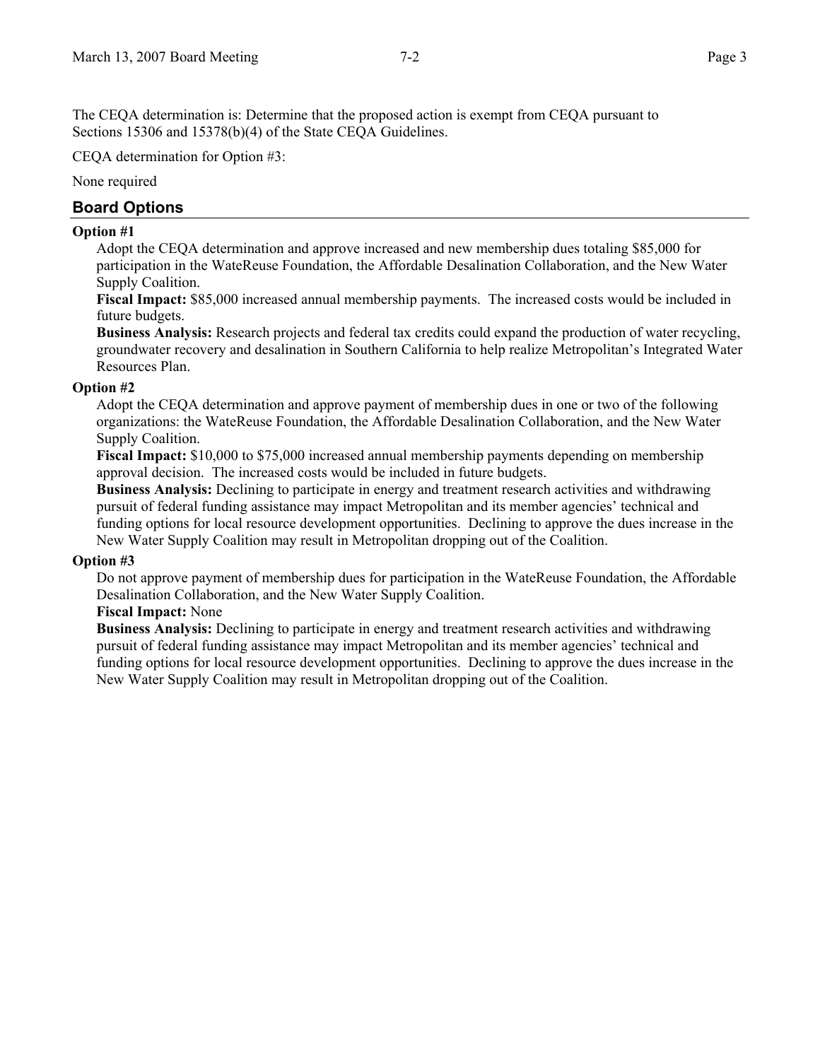The CEQA determination is: Determine that the proposed action is exempt from CEQA pursuant to Sections 15306 and 15378(b)(4) of the State CEQA Guidelines.

CEQA determination for Option #3:

None required

## Board Options

**Option #1**

Adopt the CEQA determination and approve increased and new membership dues totaling $85,000 for participation in the WateReuse Foundation, the Affordable Desalination Collaboration, and the New Water Supply Coalition.

**Fiscal Impact:** $85,000 increased annual membership payments. The increased costs would be included in future budgets.

**Business Analysis:** Research projects and federal tax credits could expand the production of water recycling, groundwater recovery and desalination in Southern California to help realize Metropolitan's Integrated Water Resources Plan.

**Option #2**

Adopt the CEQA determination and approve payment of membership dues in one or two of the following organizations: the WateReuse Foundation, the Affordable Desalination Collaboration, and the New Water Supply Coalition.

**Fiscal Impact:** $10,000 to $75,000 increased annual membership payments depending on membership approval decision. The increased costs would be included in future budgets.

**Business Analysis:** Declining to participate in energy and treatment research activities and withdrawing pursuit of federal funding assistance may impact Metropolitan and its member agencies' technical and funding options for local resource development opportunities. Declining to approve the dues increase in the New Water Supply Coalition may result in Metropolitan dropping out of the Coalition.

**Option #3**

Do not approve payment of membership dues for participation in the WateReuse Foundation, the Affordable Desalination Collaboration, and the New Water Supply Coalition.

**Fiscal Impact:** None

**Business Analysis:** Declining to participate in energy and treatment research activities and withdrawing pursuit of federal funding assistance may impact Metropolitan and its member agencies' technical and funding options for local resource development opportunities. Declining to approve the dues increase in the New Water Supply Coalition may result in Metropolitan dropping out of the Coalition.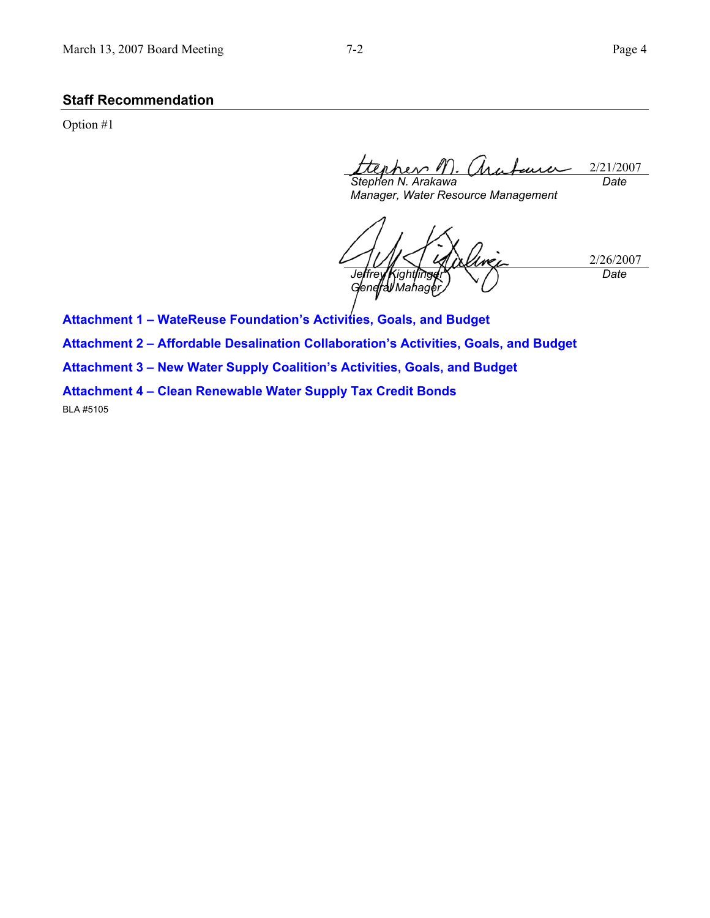## Staff Recommendation

Option #1

2/21/2007

*Stephen N. Arakawa* | *Date*
*Manager, Water Resource Management*

2/26/2007

*Jeffrey Kightlinger* | *Date*
*General Manager*

**Attachment 1 – WateReuse Foundation's Activities, Goals, and Budget**

**Attachment 2 – Affordable Desalination Collaboration's Activities, Goals, and Budget**

**Attachment 3 – New Water Supply Coalition's Activities, Goals, and Budget**

**Attachment 4 – Clean Renewable Water Supply Tax Credit Bonds**

BLA #5105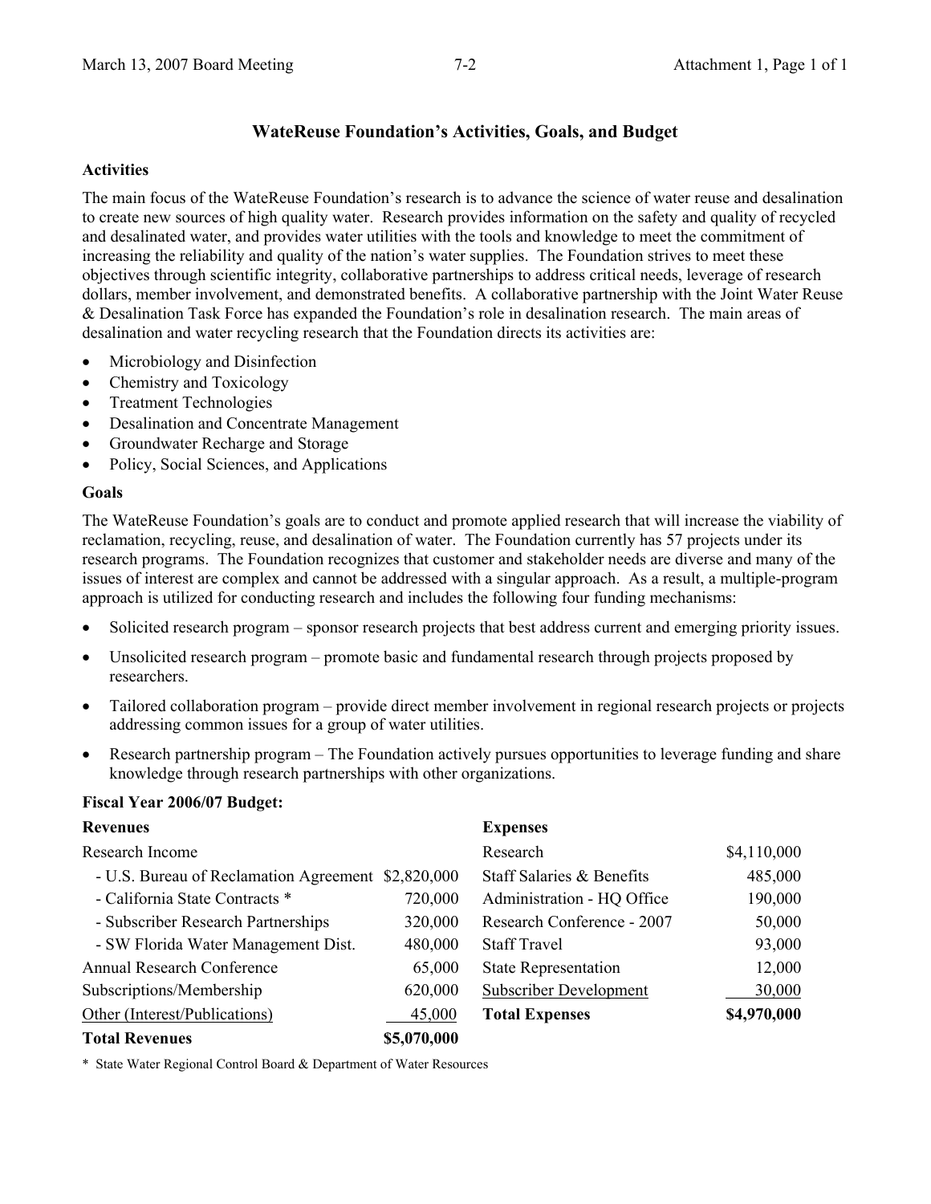# WateReuse Foundation's Activities, Goals, and Budget

**Activities**

The main focus of the WateReuse Foundation's research is to advance the science of water reuse and desalination to create new sources of high quality water. Research provides information on the safety and quality of recycled and desalinated water, and provides water utilities with the tools and knowledge to meet the commitment of increasing the reliability and quality of the nation's water supplies. The Foundation strives to meet these objectives through scientific integrity, collaborative partnerships to address critical needs, leverage of research dollars, member involvement, and demonstrated benefits. A collaborative partnership with the Joint Water Reuse & Desalination Task Force has expanded the Foundation's role in desalination research. The main areas of desalination and water recycling research that the Foundation directs its activities are:

- Microbiology and Disinfection
- Chemistry and Toxicology
- Treatment Technologies
- Desalination and Concentrate Management
- Groundwater Recharge and Storage
- Policy, Social Sciences, and Applications

**Goals**

The WateReuse Foundation's goals are to conduct and promote applied research that will increase the viability of reclamation, recycling, reuse, and desalination of water. The Foundation currently has 57 projects under its research programs. The Foundation recognizes that customer and stakeholder needs are diverse and many of the issues of interest are complex and cannot be addressed with a singular approach. As a result, a multiple-program approach is utilized for conducting research and includes the following four funding mechanisms:

- Solicited research program – sponsor research projects that best address current and emerging priority issues.
- Unsolicited research program – promote basic and fundamental research through projects proposed by researchers.
- Tailored collaboration program – provide direct member involvement in regional research projects or projects addressing common issues for a group of water utilities.
- Research partnership program – The Foundation actively pursues opportunities to leverage funding and share knowledge through research partnerships with other organizations.

**Fiscal Year 2006/07 Budget:**

| **Revenues** | | **Expenses** | |
|---|---|---|---|
| Research Income | | Research | $4,110,000 |
| - U.S. Bureau of Reclamation Agreement | $2,820,000 | Staff Salaries & Benefits | 485,000 |
| - California State Contracts * | 720,000 | Administration - HQ Office | 190,000 |
| - Subscriber Research Partnerships | 320,000 | Research Conference - 2007 | 50,000 |
| - SW Florida Water Management Dist. | 480,000 | Staff Travel | 93,000 |
| Annual Research Conference | 65,000 | State Representation | 12,000 |
| Subscriptions/Membership | 620,000 | Subscriber Development | 30,000 |
| Other (Interest/Publications) | 45,000 | **Total Expenses** | **$4,970,000** |
| **Total Revenues** | **$5,070,000** | | |

\* State Water Regional Control Board & Department of Water Resources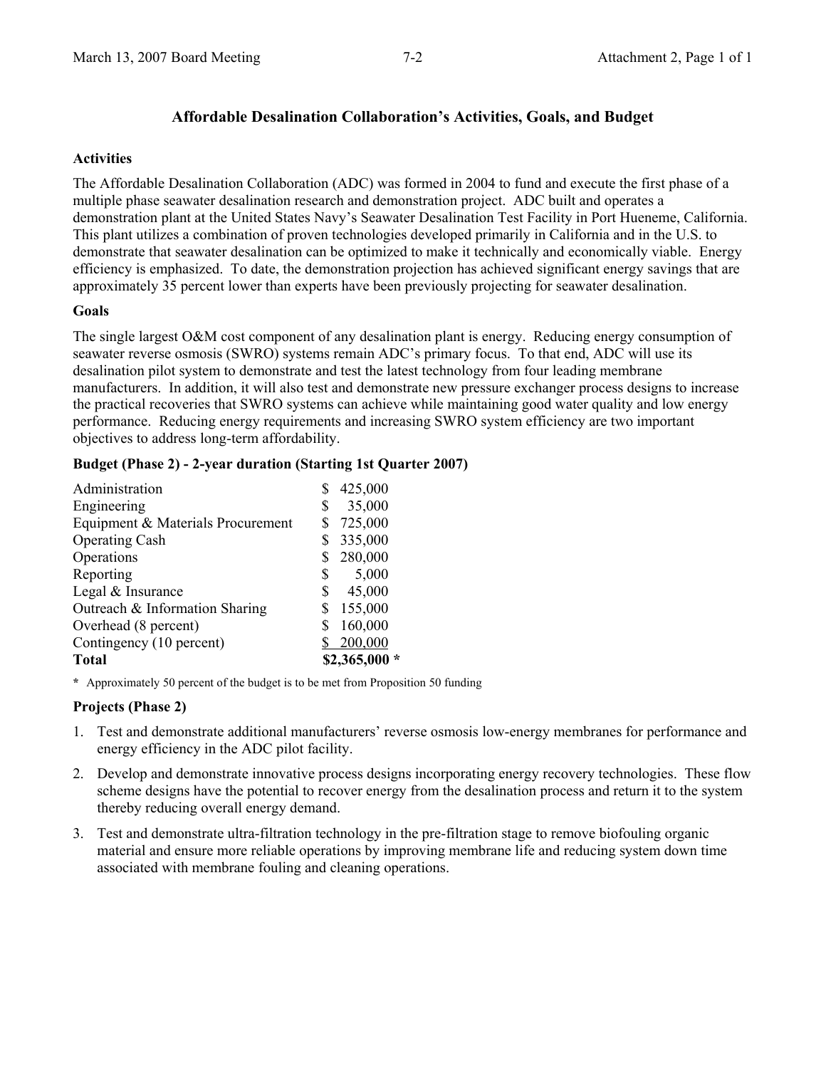## Affordable Desalination Collaboration's Activities, Goals, and Budget

### Activities

The Affordable Desalination Collaboration (ADC) was formed in 2004 to fund and execute the first phase of a multiple phase seawater desalination research and demonstration project. ADC built and operates a demonstration plant at the United States Navy's Seawater Desalination Test Facility in Port Hueneme, California. This plant utilizes a combination of proven technologies developed primarily in California and in the U.S. to demonstrate that seawater desalination can be optimized to make it technically and economically viable. Energy efficiency is emphasized. To date, the demonstration projection has achieved significant energy savings that are approximately 35 percent lower than experts have been previously projecting for seawater desalination.

### Goals

The single largest O&M cost component of any desalination plant is energy. Reducing energy consumption of seawater reverse osmosis (SWRO) systems remain ADC's primary focus. To that end, ADC will use its desalination pilot system to demonstrate and test the latest technology from four leading membrane manufacturers. In addition, it will also test and demonstrate new pressure exchanger process designs to increase the practical recoveries that SWRO systems can achieve while maintaining good water quality and low energy performance. Reducing energy requirements and increasing SWRO system efficiency are two important objectives to address long-term affordability.

### Budget (Phase 2) - 2-year duration (Starting 1st Quarter 2007)

| Item | Amount |
|---|---|
| Administration | $ 425,000 |
| Engineering | $ 35,000 |
| Equipment & Materials Procurement | $ 725,000 |
| Operating Cash | $ 335,000 |
| Operations | $ 280,000 |
| Reporting | $ 5,000 |
| Legal & Insurance | $ 45,000 |
| Outreach & Information Sharing | $ 155,000 |
| Overhead (8 percent) | $ 160,000 |
| Contingency (10 percent) | $ 200,000 |
| **Total** | **$2,365,000 \*** |

**\*** Approximately 50 percent of the budget is to be met from Proposition 50 funding

### Projects (Phase 2)

1. Test and demonstrate additional manufacturers' reverse osmosis low-energy membranes for performance and energy efficiency in the ADC pilot facility.
2. Develop and demonstrate innovative process designs incorporating energy recovery technologies. These flow scheme designs have the potential to recover energy from the desalination process and return it to the system thereby reducing overall energy demand.
3. Test and demonstrate ultra-filtration technology in the pre-filtration stage to remove biofouling organic material and ensure more reliable operations by improving membrane life and reducing system down time associated with membrane fouling and cleaning operations.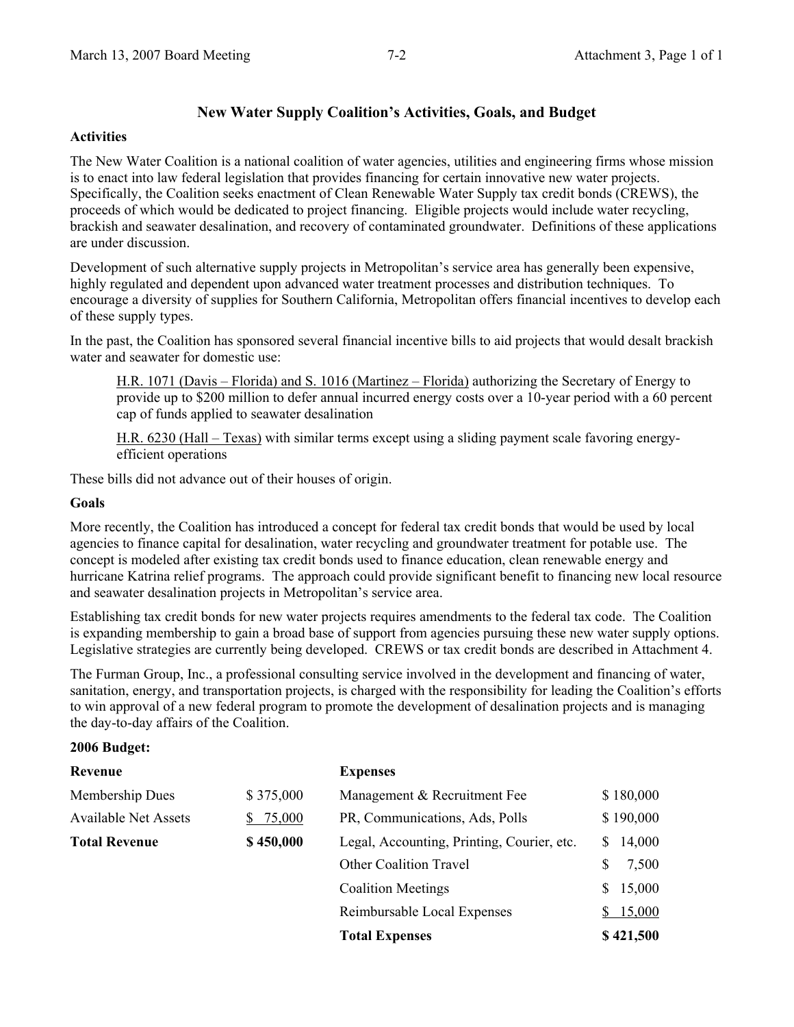# New Water Supply Coalition's Activities, Goals, and Budget

## Activities

The New Water Coalition is a national coalition of water agencies, utilities and engineering firms whose mission is to enact into law federal legislation that provides financing for certain innovative new water projects. Specifically, the Coalition seeks enactment of Clean Renewable Water Supply tax credit bonds (CREWS), the proceeds of which would be dedicated to project financing. Eligible projects would include water recycling, brackish and seawater desalination, and recovery of contaminated groundwater. Definitions of these applications are under discussion.

Development of such alternative supply projects in Metropolitan's service area has generally been expensive, highly regulated and dependent upon advanced water treatment processes and distribution techniques. To encourage a diversity of supplies for Southern California, Metropolitan offers financial incentives to develop each of these supply types.

In the past, the Coalition has sponsored several financial incentive bills to aid projects that would desalt brackish water and seawater for domestic use:

> H.R. 1071 (Davis – Florida) and S. 1016 (Martinez – Florida) authorizing the Secretary of Energy to provide up to $200 million to defer annual incurred energy costs over a 10-year period with a 60 percent cap of funds applied to seawater desalination
>
> H.R. 6230 (Hall – Texas) with similar terms except using a sliding payment scale favoring energy-efficient operations

These bills did not advance out of their houses of origin.

## Goals

More recently, the Coalition has introduced a concept for federal tax credit bonds that would be used by local agencies to finance capital for desalination, water recycling and groundwater treatment for potable use. The concept is modeled after existing tax credit bonds used to finance education, clean renewable energy and hurricane Katrina relief programs. The approach could provide significant benefit to financing new local resource and seawater desalination projects in Metropolitan's service area.

Establishing tax credit bonds for new water projects requires amendments to the federal tax code. The Coalition is expanding membership to gain a broad base of support from agencies pursuing these new water supply options. Legislative strategies are currently being developed. CREWS or tax credit bonds are described in Attachment 4.

The Furman Group, Inc., a professional consulting service involved in the development and financing of water, sanitation, energy, and transportation projects, is charged with the responsibility for leading the Coalition's efforts to win approval of a new federal program to promote the development of desalination projects and is managing the day-to-day affairs of the Coalition.

## 2006 Budget:

| **Revenue** | | **Expenses** | |
|---|---|---|---|
| Membership Dues | $ 375,000 | Management & Recruitment Fee | $ 180,000 |
| Available Net Assets | $ 75,000 | PR, Communications, Ads, Polls | $ 190,000 |
| **Total Revenue** | **$ 450,000** | Legal, Accounting, Printing, Courier, etc. | $ 14,000 |
| | | Other Coalition Travel | $ 7,500 |
| | | Coalition Meetings | $ 15,000 |
| | | Reimbursable Local Expenses | $ 15,000 |
| | | **Total Expenses** | **$ 421,500** |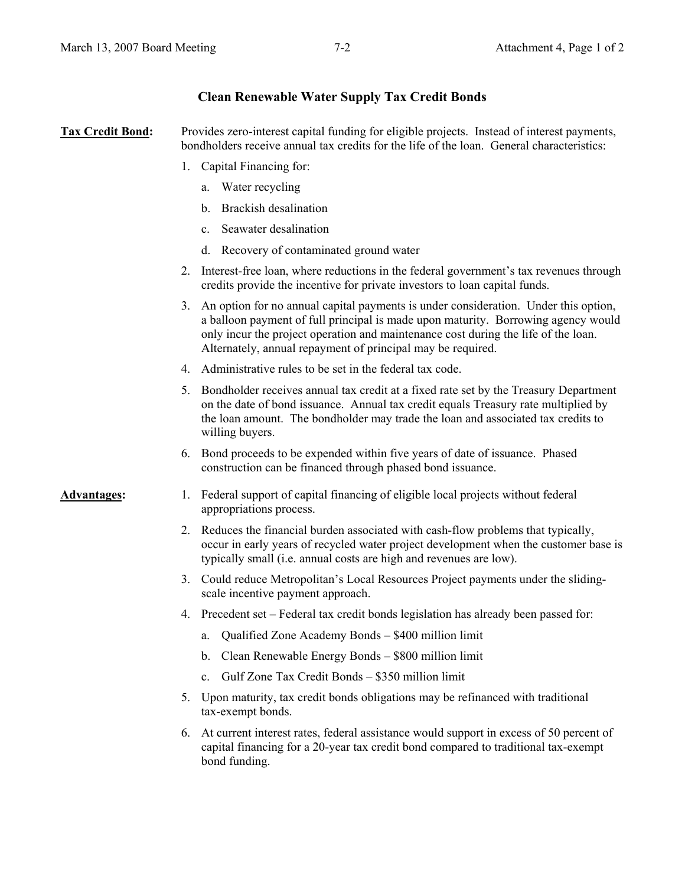## Clean Renewable Water Supply Tax Credit Bonds

**Tax Credit Bond**: Provides zero-interest capital funding for eligible projects. Instead of interest payments, bondholders receive annual tax credits for the life of the loan. General characteristics:

1. Capital Financing for:
   a. Water recycling
   b. Brackish desalination
   c. Seawater desalination
   d. Recovery of contaminated ground water
2. Interest-free loan, where reductions in the federal government's tax revenues through credits provide the incentive for private investors to loan capital funds.
3. An option for no annual capital payments is under consideration. Under this option, a balloon payment of full principal is made upon maturity. Borrowing agency would only incur the project operation and maintenance cost during the life of the loan. Alternately, annual repayment of principal may be required.
4. Administrative rules to be set in the federal tax code.
5. Bondholder receives annual tax credit at a fixed rate set by the Treasury Department on the date of bond issuance. Annual tax credit equals Treasury rate multiplied by the loan amount. The bondholder may trade the loan and associated tax credits to willing buyers.
6. Bond proceeds to be expended within five years of date of issuance. Phased construction can be financed through phased bond issuance.

**Advantages**:

1. Federal support of capital financing of eligible local projects without federal appropriations process.
2. Reduces the financial burden associated with cash-flow problems that typically, occur in early years of recycled water project development when the customer base is typically small (i.e. annual costs are high and revenues are low).
3. Could reduce Metropolitan's Local Resources Project payments under the sliding-scale incentive payment approach.
4. Precedent set – Federal tax credit bonds legislation has already been passed for:
   a. Qualified Zone Academy Bonds – $400 million limit
   b. Clean Renewable Energy Bonds – $800 million limit
   c. Gulf Zone Tax Credit Bonds – $350 million limit
5. Upon maturity, tax credit bonds obligations may be refinanced with traditional tax-exempt bonds.
6. At current interest rates, federal assistance would support in excess of 50 percent of capital financing for a 20-year tax credit bond compared to traditional tax-exempt bond funding.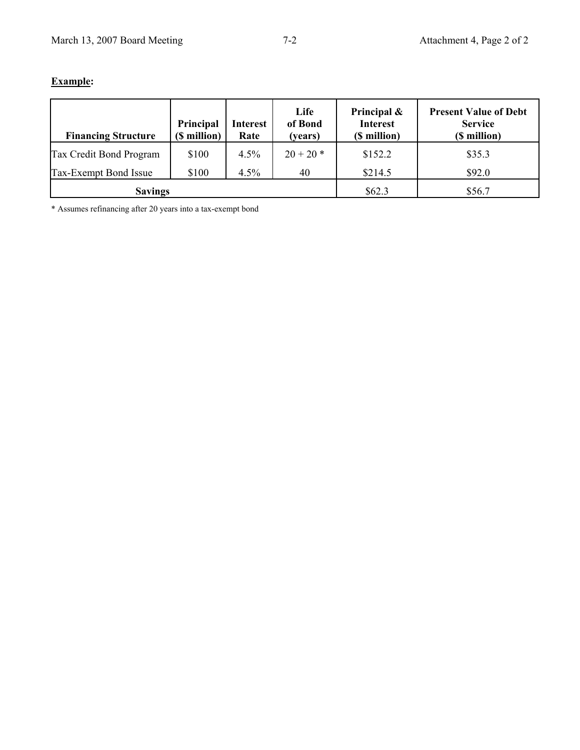**Example:**

| Financing Structure | Principal ($ million) | Interest Rate | Life of Bond (years) | Principal & Interest ($ million) | Present Value of Debt Service ($ million) |
|---|---|---|---|---|---|
| Tax Credit Bond Program | $100 | 4.5% | 20 + 20 * | $152.2 | $35.3 |
| Tax-Exempt Bond Issue | $100 | 4.5% | 40 | $214.5 | $92.0 |
| **Savings** | | | | $62.3 | $56.7 |

* Assumes refinancing after 20 years into a tax-exempt bond